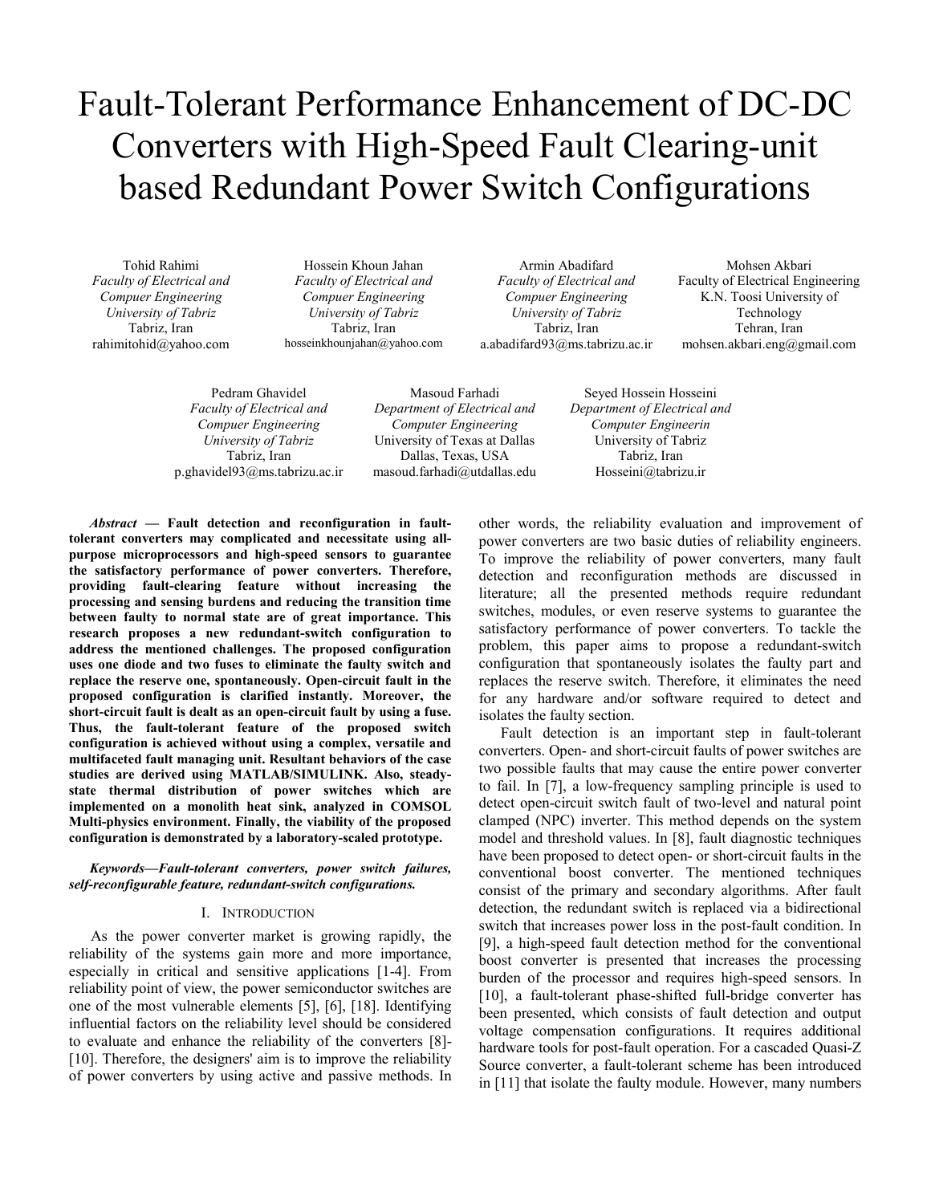# Fault-Tolerant Performance Enhancement of DC-DC Converters with High-Speed Fault Clearing-unit based Redundant Power Switch Configurations

Tohid Rahimi
*Faculty of Electrical and Compuer Engineering*
*University of Tabriz*
Tabriz, Iran
rahimitohid@yahoo.com

Hossein Khoun Jahan
*Faculty of Electrical and Compuer Engineering*
*University of Tabriz*
Tabriz, Iran
hosseinkhounjahan@yahoo.com

Armin Abadifard
*Faculty of Electrical and Compuer Engineering*
*University of Tabriz*
Tabriz, Iran
a.abadifard93@ms.tabrizu.ac.ir

Mohsen Akbari
Faculty of Electrical Engineering
K.N. Toosi University of Technology
Tehran, Iran
mohsen.akbari.eng@gmail.com

Pedram Ghavidel
*Faculty of Electrical and Compuer Engineering*
*University of Tabriz*
Tabriz, Iran
p.ghavidel93@ms.tabrizu.ac.ir

Masoud Farhadi
*Department of Electrical and Computer Engineering*
University of Texas at Dallas
Dallas, Texas, USA
masoud.farhadi@utdallas.edu

Seyed Hossein Hosseini
*Department of Electrical and Computer Engineerin*
University of Tabriz
Tabriz, Iran
Hosseini@tabrizu.ir

***Abstract* — Fault detection and reconfiguration in fault-tolerant converters may complicated and necessitate using all-purpose microprocessors and high-speed sensors to guarantee the satisfactory performance of power converters. Therefore, providing fault-clearing feature without increasing the processing and sensing burdens and reducing the transition time between faulty to normal state are of great importance. This research proposes a new redundant-switch configuration to address the mentioned challenges. The proposed configuration uses one diode and two fuses to eliminate the faulty switch and replace the reserve one, spontaneously. Open-circuit fault in the proposed configuration is clarified instantly. Moreover, the short-circuit fault is dealt as an open-circuit fault by using a fuse. Thus, the fault-tolerant feature of the proposed switch configuration is achieved without using a complex, versatile and multifaceted fault managing unit. Resultant behaviors of the case studies are derived using MATLAB/SIMULINK. Also, steady-state thermal distribution of power switches which are implemented on a monolith heat sink, analyzed in COMSOL Multi-physics environment. Finally, the viability of the proposed configuration is demonstrated by a laboratory-scaled prototype.**

***Keywords—Fault-tolerant converters, power switch failures, self-reconfigurable feature, redundant-switch configurations.***

## I. INTRODUCTION

As the power converter market is growing rapidly, the reliability of the systems gain more and more importance, especially in critical and sensitive applications [1-4]. From reliability point of view, the power semiconductor switches are one of the most vulnerable elements [5], [6], [18]. Identifying influential factors on the reliability level should be considered to evaluate and enhance the reliability of the converters [8]-[10]. Therefore, the designers' aim is to improve the reliability of power converters by using active and passive methods. In other words, the reliability evaluation and improvement of power converters are two basic duties of reliability engineers. To improve the reliability of power converters, many fault detection and reconfiguration methods are discussed in literature; all the presented methods require redundant switches, modules, or even reserve systems to guarantee the satisfactory performance of power converters. To tackle the problem, this paper aims to propose a redundant-switch configuration that spontaneously isolates the faulty part and replaces the reserve switch. Therefore, it eliminates the need for any hardware and/or software required to detect and isolates the faulty section.

Fault detection is an important step in fault-tolerant converters. Open- and short-circuit faults of power switches are two possible faults that may cause the entire power converter to fail. In [7], a low-frequency sampling principle is used to detect open-circuit switch fault of two-level and natural point clamped (NPC) inverter. This method depends on the system model and threshold values. In [8], fault diagnostic techniques have been proposed to detect open- or short-circuit faults in the conventional boost converter. The mentioned techniques consist of the primary and secondary algorithms. After fault detection, the redundant switch is replaced via a bidirectional switch that increases power loss in the post-fault condition. In [9], a high-speed fault detection method for the conventional boost converter is presented that increases the processing burden of the processor and requires high-speed sensors. In [10], a fault-tolerant phase-shifted full-bridge converter has been presented, which consists of fault detection and output voltage compensation configurations. It requires additional hardware tools for post-fault operation. For a cascaded Quasi-Z Source converter, a fault-tolerant scheme has been introduced in [11] that isolate the faulty module. However, many numbers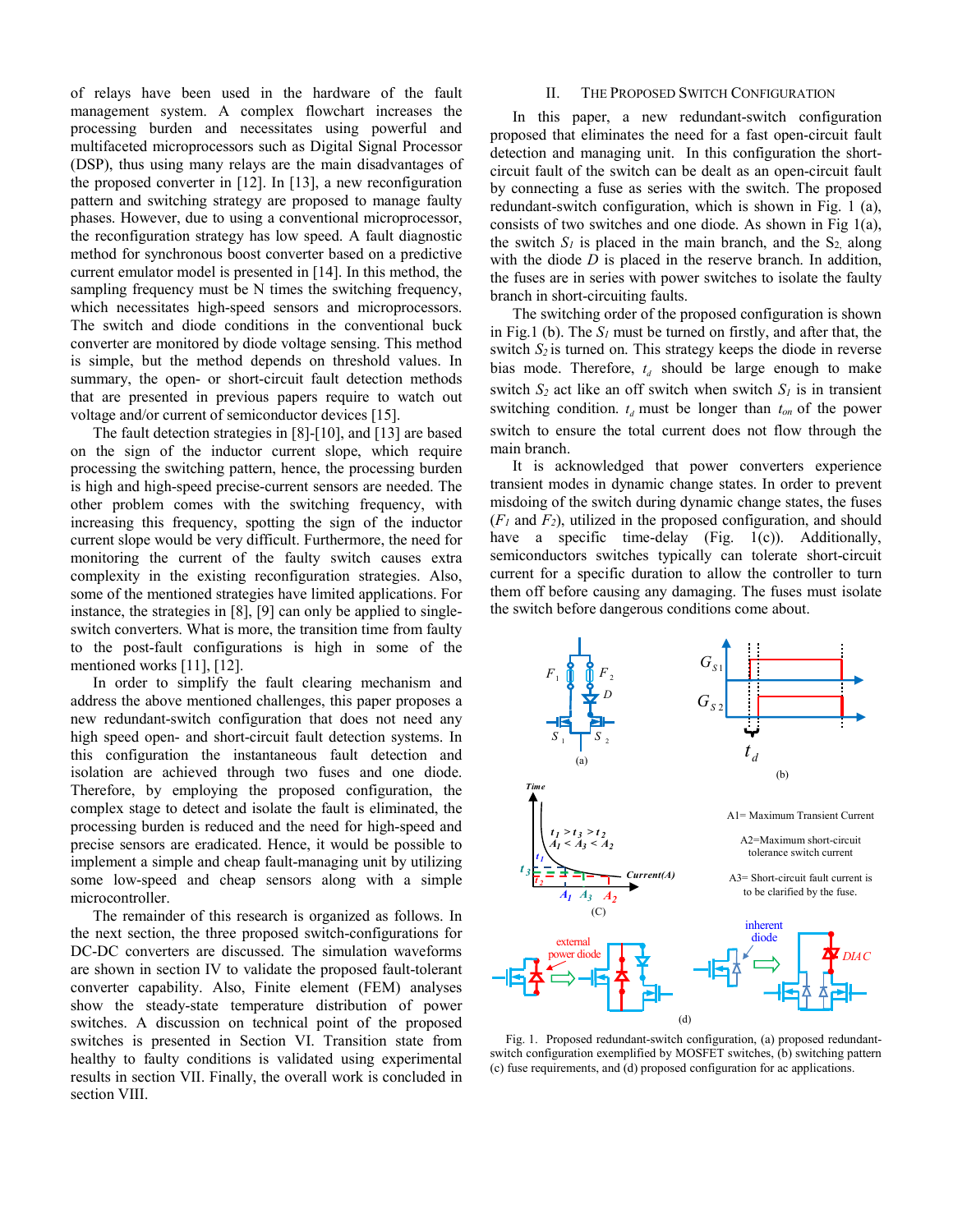of relays have been used in the hardware of the fault management system. A complex flowchart increases the processing burden and necessitates using powerful and multifaceted microprocessors such as Digital Signal Processor (DSP), thus using many relays are the main disadvantages of the proposed converter in [12]. In [13], a new reconfiguration pattern and switching strategy are proposed to manage faulty phases. However, due to using a conventional microprocessor, the reconfiguration strategy has low speed. A fault diagnostic method for synchronous boost converter based on a predictive current emulator model is presented in [14]. In this method, the sampling frequency must be N times the switching frequency, which necessitates high-speed sensors and microprocessors. The switch and diode conditions in the conventional buck converter are monitored by diode voltage sensing. This method is simple, but the method depends on threshold values. In summary, the open- or short-circuit fault detection methods that are presented in previous papers require to watch out voltage and/or current of semiconductor devices [15].

The fault detection strategies in [8]-[10], and [13] are based on the sign of the inductor current slope, which require processing the switching pattern, hence, the processing burden is high and high-speed precise-current sensors are needed. The other problem comes with the switching frequency, with increasing this frequency, spotting the sign of the inductor current slope would be very difficult. Furthermore, the need for monitoring the current of the faulty switch causes extra complexity in the existing reconfiguration strategies. Also, some of the mentioned strategies have limited applications. For instance, the strategies in [8], [9] can only be applied to single-switch converters. What is more, the transition time from faulty to the post-fault configurations is high in some of the mentioned works [11], [12].

In order to simplify the fault clearing mechanism and address the above mentioned challenges, this paper proposes a new redundant-switch configuration that does not need any high speed open- and short-circuit fault detection systems. In this configuration the instantaneous fault detection and isolation are achieved through two fuses and one diode. Therefore, by employing the proposed configuration, the complex stage to detect and isolate the fault is eliminated, the processing burden is reduced and the need for high-speed and precise sensors are eradicated. Hence, it would be possible to implement a simple and cheap fault-managing unit by utilizing some low-speed and cheap sensors along with a simple microcontroller.

The remainder of this research is organized as follows. In the next section, the three proposed switch-configurations for DC-DC converters are discussed. The simulation waveforms are shown in section IV to validate the proposed fault-tolerant converter capability. Also, Finite element (FEM) analyses show the steady-state temperature distribution of power switches. A discussion on technical point of the proposed switches is presented in Section VI. Transition state from healthy to faulty conditions is validated using experimental results in section VII. Finally, the overall work is concluded in section VIII.

## II. The Proposed Switch Configuration

In this paper, a new redundant-switch configuration proposed that eliminates the need for a fast open-circuit fault detection and managing unit. In this configuration the short-circuit fault of the switch can be dealt as an open-circuit fault by connecting a fuse as series with the switch. The proposed redundant-switch configuration, which is shown in Fig. 1 (a), consists of two switches and one diode. As shown in Fig 1(a), the switch $S_1$ is placed in the main branch, and the $S_2$, along with the diode $D$ is placed in the reserve branch. In addition, the fuses are in series with power switches to isolate the faulty branch in short-circuiting faults.

The switching order of the proposed configuration is shown in Fig.1 (b). The $S_1$ must be turned on firstly, and after that, the switch $S_2$ is turned on. This strategy keeps the diode in reverse bias mode. Therefore, $t_d$ should be large enough to make switch $S_2$ act like an off switch when switch $S_1$ is in transient switching condition. $t_d$ must be longer than $t_{on}$ of the power switch to ensure the total current does not flow through the main branch.

It is acknowledged that power converters experience transient modes in dynamic change states. In order to prevent misdoing of the switch during dynamic change states, the fuses ($F_1$ and $F_2$), utilized in the proposed configuration, and should have a specific time-delay (Fig. 1(c)). Additionally, semiconductors switches typically can tolerate short-circuit current for a specific duration to allow the controller to turn them off before causing any damaging. The fuses must isolate the switch before dangerous conditions come about.

Fig. 1. Proposed redundant-switch configuration, (a) proposed redundant-switch configuration exemplified by MOSFET switches, (b) switching pattern (c) fuse requirements, and (d) proposed configuration for ac applications.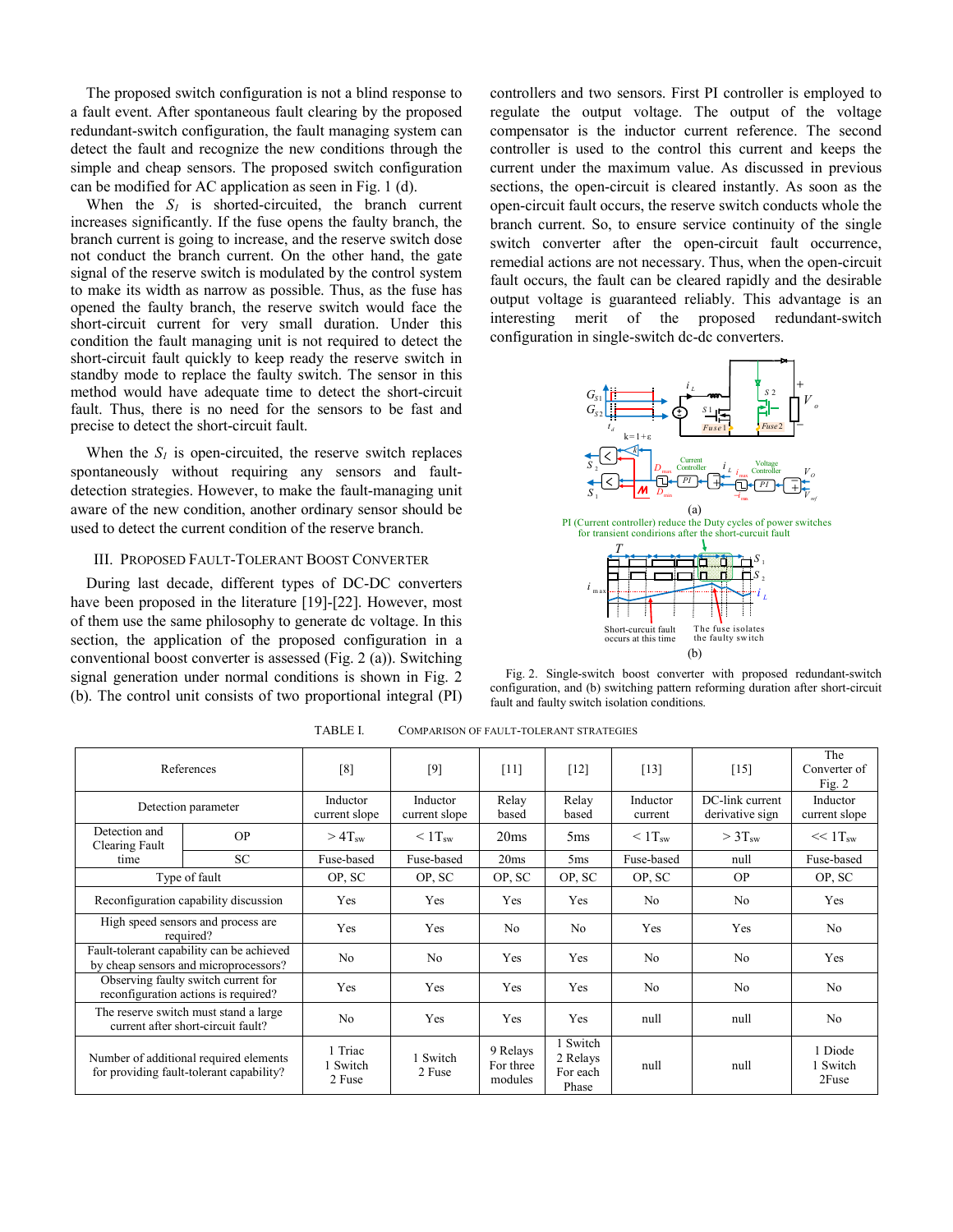The proposed switch configuration is not a blind response to a fault event. After spontaneous fault clearing by the proposed redundant-switch configuration, the fault managing system can detect the fault and recognize the new conditions through the simple and cheap sensors. The proposed switch configuration can be modified for AC application as seen in Fig. 1 (d).

When the $S_1$ is shorted-circuited, the branch current increases significantly. If the fuse opens the faulty branch, the branch current is going to increase, and the reserve switch dose not conduct the branch current. On the other hand, the gate signal of the reserve switch is modulated by the control system to make its width as narrow as possible. Thus, as the fuse has opened the faulty branch, the reserve switch would face the short-circuit current for very small duration. Under this condition the fault managing unit is not required to detect the short-circuit fault quickly to keep ready the reserve switch in standby mode to replace the faulty switch. The sensor in this method would have adequate time to detect the short-circuit fault. Thus, there is no need for the sensors to be fast and precise to detect the short-circuit fault.

When the $S_1$ is open-circuited, the reserve switch replaces spontaneously without requiring any sensors and fault-detection strategies. However, to make the fault-managing unit aware of the new condition, another ordinary sensor should be used to detect the current condition of the reserve branch.

## III. Proposed Fault-Tolerant Boost Converter

During last decade, different types of DC-DC converters have been proposed in the literature [19]-[22]. However, most of them use the same philosophy to generate dc voltage. In this section, the application of the proposed configuration in a conventional boost converter is assessed (Fig. 2 (a)). Switching signal generation under normal conditions is shown in Fig. 2 (b). The control unit consists of two proportional integral (PI) controllers and two sensors. First PI controller is employed to regulate the output voltage. The output of the voltage compensator is the inductor current reference. The second controller is used to the control this current and keeps the current under the maximum value. As discussed in previous sections, the open-circuit is cleared instantly. As soon as the open-circuit fault occurs, the reserve switch conducts whole the branch current. So, to ensure service continuity of the single switch converter after the open-circuit fault occurrence, remedial actions are not necessary. Thus, when the open-circuit fault occurs, the fault can be cleared rapidly and the desirable output voltage is guaranteed reliably. This advantage is an interesting merit of the proposed redundant-switch configuration in single-switch dc-dc converters.

Fig. 2. Single-switch boost converter with proposed redundant-switch configuration, and (b) switching pattern reforming duration after short-circuit fault and faulty switch isolation conditions.

TABLE I. Comparison of Fault-Tolerant Strategies

| References | | [8] | [9] | [11] | [12] | [13] | [15] | The Converter of Fig. 2 |
|---|---|---|---|---|---|---|---|---|
| Detection parameter | | Inductor current slope | Inductor current slope | Relay based | Relay based | Inductor current | DC-link current derivative sign | Inductor current slope |
| Detection and Clearing Fault time | OP | $> 4T_{sw}$ | $< 1T_{sw}$ | 20ms | 5ms | $< 1T_{sw}$ | $> 3T_{sw}$ | $<< 1T_{sw}$ |
| | SC | Fuse-based | Fuse-based | 20ms | 5ms | Fuse-based | null | Fuse-based |
| Type of fault | | OP, SC | OP, SC | OP, SC | OP, SC | OP, SC | OP | OP, SC |
| Reconfiguration capability discussion | | Yes | Yes | Yes | Yes | No | No | Yes |
| High speed sensors and process are required? | | Yes | Yes | No | No | Yes | Yes | No |
| Fault-tolerant capability can be achieved by cheap sensors and microprocessors? | | No | No | Yes | Yes | No | No | Yes |
| Observing faulty switch current for reconfiguration actions is required? | | Yes | Yes | Yes | Yes | No | No | No |
| The reserve switch must stand a large current after short-circuit fault? | | No | Yes | Yes | Yes | null | null | No |
| Number of additional required elements for providing fault-tolerant capability? | | 1 Triac 1 Switch 2 Fuse | 1 Switch 2 Fuse | 9 Relays For three modules | 1 Switch 2 Relays For each Phase | null | null | 1 Diode 1 Switch 2Fuse |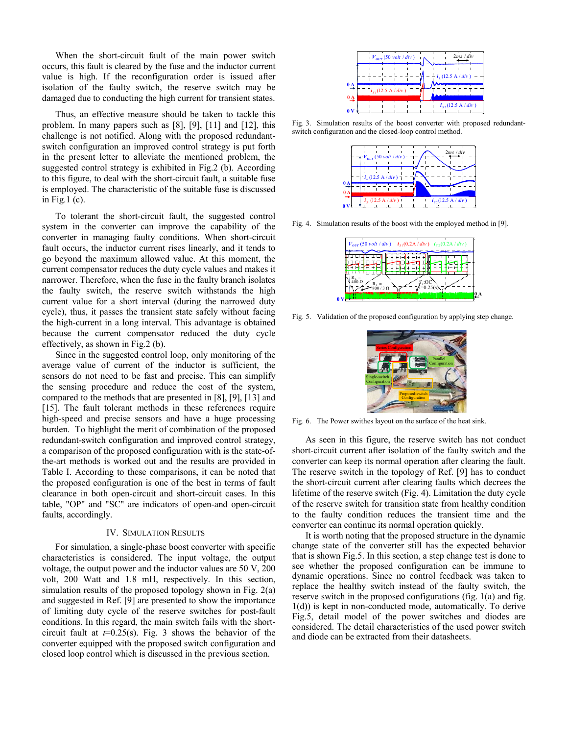When the short-circuit fault of the main power switch occurs, this fault is cleared by the fuse and the inductor current value is high. If the reconfiguration order is issued after isolation of the faulty switch, the reserve switch may be damaged due to conducting the high current for transient states.

Thus, an effective measure should be taken to tackle this problem. In many papers such as [8], [9], [11] and [12], this challenge is not notified. Along with the proposed redundant-switch configuration an improved control strategy is put forth in the present letter to alleviate the mentioned problem, the suggested control strategy is exhibited in Fig.2 (b). According to this figure, to deal with the short-circuit fault, a suitable fuse is employed. The characteristic of the suitable fuse is discussed in Fig.1 (c).

To tolerant the short-circuit fault, the suggested control system in the converter can improve the capability of the converter in managing faulty conditions. When short-circuit fault occurs, the inductor current rises linearly, and it tends to go beyond the maximum allowed value. At this moment, the current compensator reduces the duty cycle values and makes it narrower. Therefore, when the fuse in the faulty branch isolates the faulty switch, the reserve switch withstands the high current value for a short interval (during the narrowed duty cycle), thus, it passes the transient state safely without facing the high-current in a long interval. This advantage is obtained because the current compensator reduced the duty cycle effectively, as shown in Fig.2 (b).

Since in the suggested control loop, only monitoring of the average value of current of the inductor is sufficient, the sensors do not need to be fast and precise. This can simplify the sensing procedure and reduce the cost of the system, compared to the methods that are presented in [8], [9], [13] and [15]. The fault tolerant methods in these references require high-speed and precise sensors and have a huge processing burden. To highlight the merit of combination of the proposed redundant-switch configuration and improved control strategy, a comparison of the proposed configuration with is the state-of-the-art methods is worked out and the results are provided in Table I. According to these comparisons, it can be noted that the proposed configuration is one of the best in terms of fault clearance in both open-circuit and short-circuit cases. In this table, "OP" and "SC" are indicators of open-and open-circuit faults, accordingly.

## IV. Simulation Results

For simulation, a single-phase boost converter with specific characteristics is considered. The input voltage, the output voltage, the output power and the inductor values are 50 V, 200 volt, 200 Watt and 1.8 mH, respectively. In this section, simulation results of the proposed topology shown in Fig. 2(a) and suggested in Ref. [9] are presented to show the importance of limiting duty cycle of the reserve switches for post-fault conditions. In this regard, the main switch fails with the short-circuit fault at $t$=0.25(s). Fig. 3 shows the behavior of the converter equipped with the proposed switch configuration and closed loop control which is discussed in the previous section.

Fig. 3. Simulation results of the boost converter with proposed redundant-switch configuration and the closed-loop control method.

Fig. 4. Simulation results of the boost with the employed method in [9].

Fig. 5. Validation of the proposed configuration by applying step change.

Fig. 6. The Power swithes layout on the surface of the heat sink.

As seen in this figure, the reserve switch has not conduct short-circuit current after isolation of the faulty switch and the converter can keep its normal operation after clearing the fault. The reserve switch in the topology of Ref. [9] has to conduct the short-circuit current after clearing faults which decrees the lifetime of the reserve switch (Fig. 4). Limitation the duty cycle of the reserve switch for transition state from healthy condition to the faulty condition reduces the transient time and the converter can continue its normal operation quickly.

It is worth noting that the proposed structure in the dynamic change state of the converter still has the expected behavior that is shown Fig.5. In this section, a step change test is done to see whether the proposed configuration can be immune to dynamic operations. Since no control feedback was taken to replace the healthy switch instead of the faulty switch, the reserve switch in the proposed configurations (fig. 1(a) and fig. 1(d)) is kept in non-conducted mode, automatically. To derive Fig.5, detail model of the power switches and diodes are considered. The detail characteristics of the used power switch and diode can be extracted from their datasheets.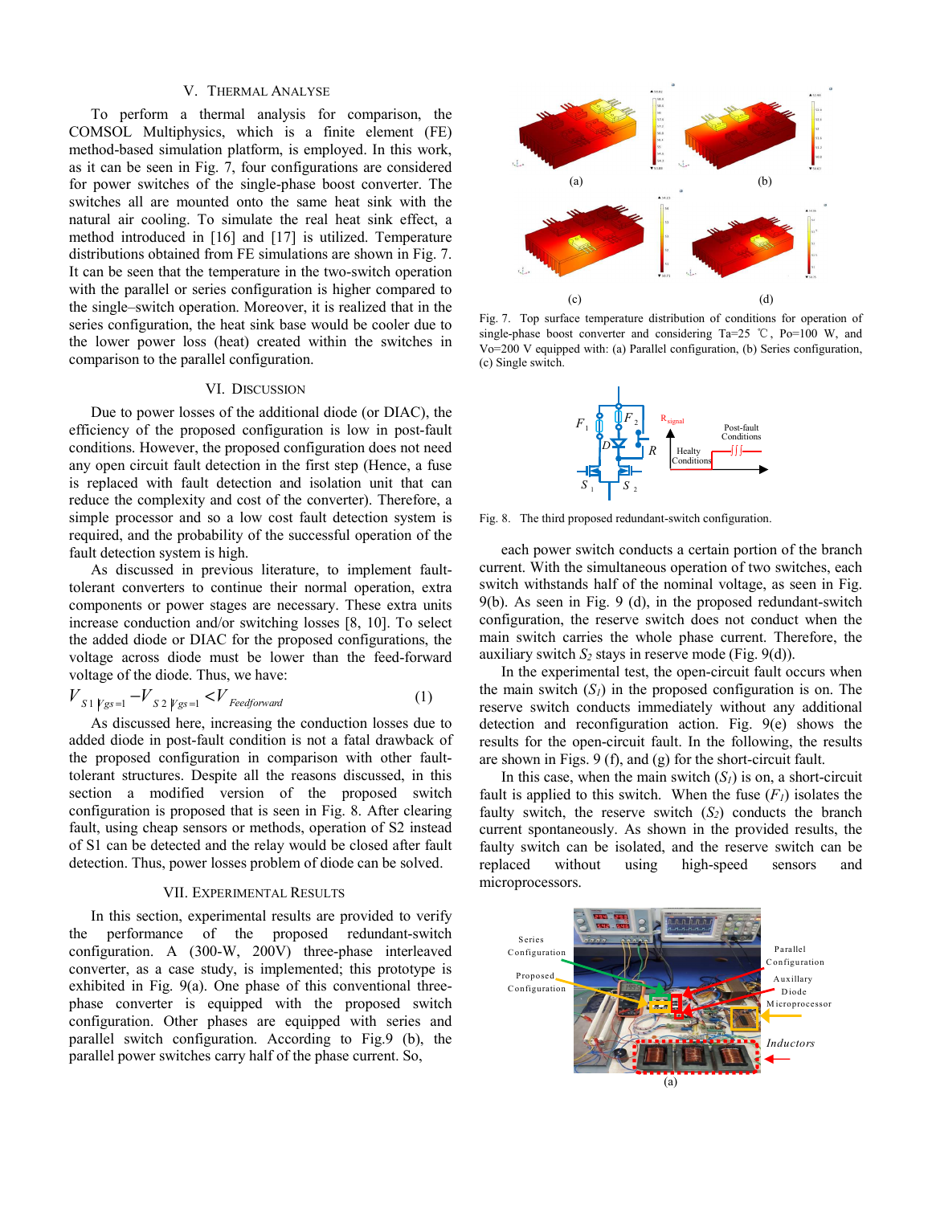## V. Thermal Analyse

To perform a thermal analysis for comparison, the COMSOL Multiphysics, which is a finite element (FE) method-based simulation platform, is employed. In this work, as it can be seen in Fig. 7, four configurations are considered for power switches of the single-phase boost converter. The switches all are mounted onto the same heat sink with the natural air cooling. To simulate the real heat sink effect, a method introduced in [16] and [17] is utilized. Temperature distributions obtained from FE simulations are shown in Fig. 7. It can be seen that the temperature in the two-switch operation with the parallel or series configuration is higher compared to the single–switch operation. Moreover, it is realized that in the series configuration, the heat sink base would be cooler due to the lower power loss (heat) created within the switches in comparison to the parallel configuration.

## VI. Discussion

Due to power losses of the additional diode (or DIAC), the efficiency of the proposed configuration is low in post-fault conditions. However, the proposed configuration does not need any open circuit fault detection in the first step (Hence, a fuse is replaced with fault detection and isolation unit that can reduce the complexity and cost of the converter). Therefore, a simple processor and so a low cost fault detection system is required, and the probability of the successful operation of the fault detection system is high.

As discussed in previous literature, to implement fault-tolerant converters to continue their normal operation, extra components or power stages are necessary. These extra units increase conduction and/or switching losses [8, 10]. To select the added diode or DIAC for the proposed configurations, the voltage across diode must be lower than the feed-forward voltage of the diode. Thus, we have:

$$V_{S1}\big|_{Vgs=1} - V_{S2}\big|_{Vgs=1} < V_{Feedforward} \tag{1}$$

As discussed here, increasing the conduction losses due to added diode in post-fault condition is not a fatal drawback of the proposed configuration in comparison with other fault-tolerant structures. Despite all the reasons discussed, in this section a modified version of the proposed switch configuration is proposed that is seen in Fig. 8. After clearing fault, using cheap sensors or methods, operation of S2 instead of S1 can be detected and the relay would be closed after fault detection. Thus, power losses problem of diode can be solved.

## VII. Experimental Results

In this section, experimental results are provided to verify the performance of the proposed redundant-switch configuration. A (300-W, 200V) three-phase interleaved converter, as a case study, is implemented; this prototype is exhibited in Fig. 9(a). One phase of this conventional three-phase converter is equipped with the proposed switch configuration. Other phases are equipped with series and parallel switch configuration. According to Fig.9 (b), the parallel power switches carry half of the phase current. So, each power switch conducts a certain portion of the branch current. With the simultaneous operation of two switches, each switch withstands half of the nominal voltage, as seen in Fig. 9(b). As seen in Fig. 9 (d), in the proposed redundant-switch configuration, the reserve switch does not conduct when the main switch carries the whole phase current. Therefore, the auxiliary switch $S_2$ stays in reserve mode (Fig. 9(d)).

In the experimental test, the open-circuit fault occurs when the main switch ($S_1$) in the proposed configuration is on. The reserve switch conducts immediately without any additional detection and reconfiguration action. Fig. 9(e) shows the results for the open-circuit fault. In the following, the results are shown in Figs. 9 (f), and (g) for the short-circuit fault.

In this case, when the main switch ($S_1$) is on, a short-circuit fault is applied to this switch. When the fuse ($F_1$) isolates the faulty switch, the reserve switch ($S_2$) conducts the branch current spontaneously. As shown in the provided results, the faulty switch can be isolated, and the reserve switch can be replaced without using high-speed sensors and microprocessors.

Fig. 7. Top surface temperature distribution of conditions for operation of single-phase boost converter and considering Ta=25 ℃, Po=100 W, and Vo=200 V equipped with: (a) Parallel configuration, (b) Series configuration, (c) Single switch.

Fig. 8. The third proposed redundant-switch configuration.

(a)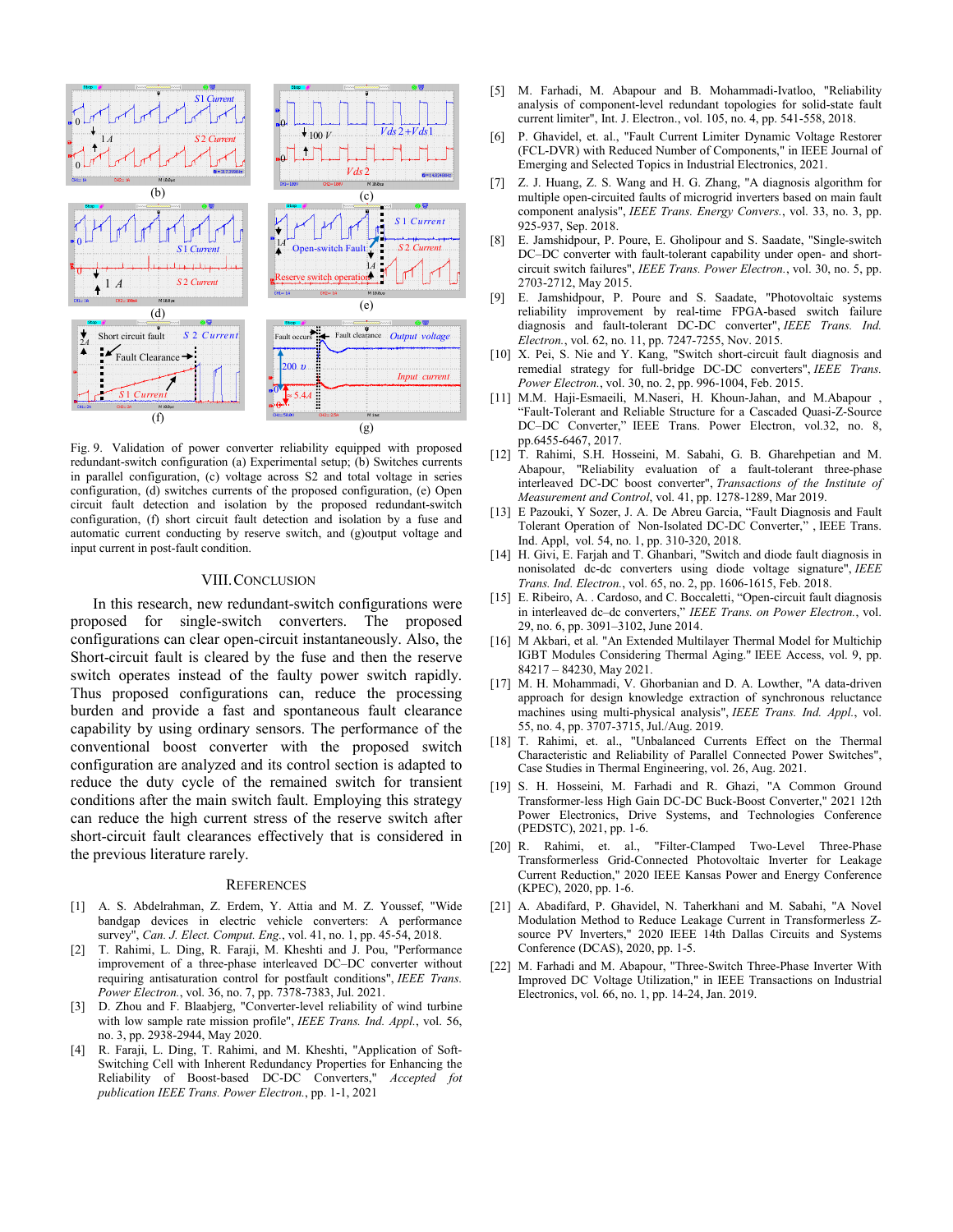(b)

S1 Current

1 A

S2 Current

(c)

100 V

Vds 2+Vds1

Vds 2

(d)

S1 Current

1 A

S2 Current

(e)

1A

Open-switch Fault

S1 Current

S2 Current

1A

Reserve switch operation

(f)

Short circuit fault

2A

S 2 Current

Fault Clearance

S1 Current

(g)

Fault occurs

Fault clearance

Output voltage

200 v

Input current

5.4A

Fig. 9. Validation of power converter reliability equipped with proposed redundant-switch configuration (a) Experimental setup; (b) Switches currents in parallel configuration, (c) voltage across S2 and total voltage in series configuration, (d) switches currents of the proposed configuration, (e) Open circuit fault detection and isolation by the proposed redundant-switch configuration, (f) short circuit fault detection and isolation by a fuse and automatic current conducting by reserve switch, and (g)output voltage and input current in post-fault condition.

## VIII. Conclusion

In this research, new redundant-switch configurations were proposed for single-switch converters. The proposed configurations can clear open-circuit instantaneously. Also, the Short-circuit fault is cleared by the fuse and then the reserve switch operates instead of the faulty power switch rapidly. Thus proposed configurations can, reduce the processing burden and provide a fast and spontaneous fault clearance capability by using ordinary sensors. The performance of the conventional boost converter with the proposed switch configuration are analyzed and its control section is adapted to reduce the duty cycle of the remained switch for transient conditions after the main switch fault. Employing this strategy can reduce the high current stress of the reserve switch after short-circuit fault clearances effectively that is considered in the previous literature rarely.

## References

[1] A. S. Abdelrahman, Z. Erdem, Y. Attia and M. Z. Youssef, "Wide bandgap devices in electric vehicle converters: A performance survey", *Can. J. Elect. Comput. Eng.*, vol. 41, no. 1, pp. 45-54, 2018.

[2] T. Rahimi, L. Ding, R. Faraji, M. Kheshti and J. Pou, "Performance improvement of a three-phase interleaved DC–DC converter without requiring antisaturation control for postfault conditions", *IEEE Trans. Power Electron.*, vol. 36, no. 7, pp. 7378-7383, Jul. 2021.

[3] D. Zhou and F. Blaabjerg, "Converter-level reliability of wind turbine with low sample rate mission profile", *IEEE Trans. Ind. Appl.*, vol. 56, no. 3, pp. 2938-2944, May 2020.

[4] R. Faraji, L. Ding, T. Rahimi, and M. Kheshti, "Application of Soft-Switching Cell with Inherent Redundancy Properties for Enhancing the Reliability of Boost-based DC-DC Converters," *Accepted fot publication IEEE Trans. Power Electron.*, pp. 1-1, 2021

[5] M. Farhadi, M. Abapour and B. Mohammadi-Ivatloo, "Reliability analysis of component-level redundant topologies for solid-state fault current limiter", Int. J. Electron., vol. 105, no. 4, pp. 541-558, 2018.

[6] P. Ghavidel, et. al., "Fault Current Limiter Dynamic Voltage Restorer (FCL-DVR) with Reduced Number of Components," in IEEE Journal of Emerging and Selected Topics in Industrial Electronics, 2021.

[7] Z. J. Huang, Z. S. Wang and H. G. Zhang, "A diagnosis algorithm for multiple open-circuited faults of microgrid inverters based on main fault component analysis", *IEEE Trans. Energy Convers.*, vol. 33, no. 3, pp. 925-937, Sep. 2018.

[8] E. Jamshidpour, P. Poure, E. Gholipour and S. Saadate, "Single-switch DC–DC converter with fault-tolerant capability under open- and short-circuit switch failures", *IEEE Trans. Power Electron.*, vol. 30, no. 5, pp. 2703-2712, May 2015.

[9] E. Jamshidpour, P. Poure and S. Saadate, "Photovoltaic systems reliability improvement by real-time FPGA-based switch failure diagnosis and fault-tolerant DC-DC converter", *IEEE Trans. Ind. Electron.*, vol. 62, no. 11, pp. 7247-7255, Nov. 2015.

[10] X. Pei, S. Nie and Y. Kang, "Switch short-circuit fault diagnosis and remedial strategy for full-bridge DC-DC converters", *IEEE Trans. Power Electron.*, vol. 30, no. 2, pp. 996-1004, Feb. 2015.

[11] M.M. Haji-Esmaeili, M.Naseri, H. Khoun-Jahan, and M.Abapour , "Fault-Tolerant and Reliable Structure for a Cascaded Quasi-Z-Source DC–DC Converter," IEEE Trans. Power Electron, vol.32, no. 8, pp.6455-6467, 2017.

[12] T. Rahimi, S.H. Hosseini, M. Sabahi, G. B. Gharehpetian and M. Abapour, "Reliability evaluation of a fault-tolerant three-phase interleaved DC-DC boost converter", *Transactions of the Institute of Measurement and Control*, vol. 41, pp. 1278-1289, Mar 2019.

[13] E Pazouki, Y Sozer, J. A. De Abreu Garcia, "Fault Diagnosis and Fault Tolerant Operation of Non-Isolated DC-DC Converter," , IEEE Trans. Ind. Appl, vol. 54, no. 1, pp. 310-320, 2018.

[14] H. Givi, E. Farjah and T. Ghanbari, "Switch and diode fault diagnosis in nonisolated dc-dc converters using diode voltage signature", *IEEE Trans. Ind. Electron.*, vol. 65, no. 2, pp. 1606-1615, Feb. 2018.

[15] E. Ribeiro, A. . Cardoso, and C. Boccaletti, "Open-circuit fault diagnosis in interleaved dc–dc converters," *IEEE Trans. on Power Electron.*, vol. 29, no. 6, pp. 3091–3102, June 2014.

[16] M Akbari, et al. "An Extended Multilayer Thermal Model for Multichip IGBT Modules Considering Thermal Aging." IEEE Access, vol. 9, pp. 84217 – 84230, May 2021.

[17] M. H. Mohammadi, V. Ghorbanian and D. A. Lowther, "A data-driven approach for design knowledge extraction of synchronous reluctance machines using multi-physical analysis", *IEEE Trans. Ind. Appl.*, vol. 55, no. 4, pp. 3707-3715, Jul./Aug. 2019.

[18] T. Rahimi, et. al., "Unbalanced Currents Effect on the Thermal Characteristic and Reliability of Parallel Connected Power Switches", Case Studies in Thermal Engineering, vol. 26, Aug. 2021.

[19] S. H. Hosseini, M. Farhadi and R. Ghazi, "A Common Ground Transformer-less High Gain DC-DC Buck-Boost Converter," 2021 12th Power Electronics, Drive Systems, and Technologies Conference (PEDSTC), 2021, pp. 1-6.

[20] R. Rahimi, et. al., "Filter-Clamped Two-Level Three-Phase Transformerless Grid-Connected Photovoltaic Inverter for Leakage Current Reduction," 2020 IEEE Kansas Power and Energy Conference (KPEC), 2020, pp. 1-6.

[21] A. Abadifard, P. Ghavidel, N. Taherkhani and M. Sabahi, "A Novel Modulation Method to Reduce Leakage Current in Transformerless Z-source PV Inverters," 2020 IEEE 14th Dallas Circuits and Systems Conference (DCAS), 2020, pp. 1-5.

[22] M. Farhadi and M. Abapour, "Three-Switch Three-Phase Inverter With Improved DC Voltage Utilization," in IEEE Transactions on Industrial Electronics, vol. 66, no. 1, pp. 14-24, Jan. 2019.